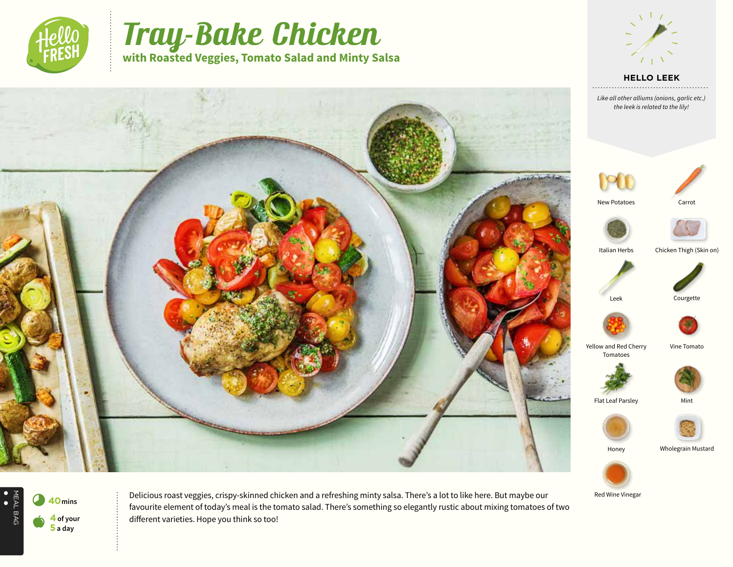# Tray-Bake Chicken

## with Roasted Veggies, Tomato Salad and Minty Salsa

### HELLO LEEK

*Like all other alliums (onions, garlic etc.) the leek is related to the lily!*

- New Potatoes
- Carrot
- Italian Herbs
- Chicken Thigh (Skin on)
- Leek
- Courgette
- Yellow and Red Cherry Tomatoes
- Vine Tomato
- Flat Leaf Parsley
- Mint
- Honey
- Wholegrain Mustard
- Red Wine Vinegar

MEAL BAG

**40** mins

**4** of your **5** a day

Delicious roast veggies, crispy-skinned chicken and a refreshing minty salsa. There's a lot to like here. But maybe our favourite element of today's meal is the tomato salad. There's something so elegantly rustic about mixing tomatoes of two different varieties. Hope you think so too!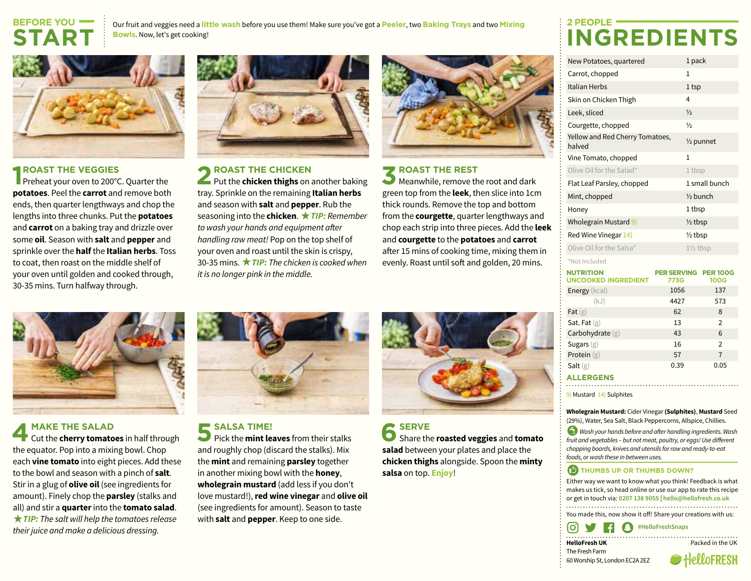## BEFORE YOU START

Our fruit and veggies need a **little wash** before you use them! Make sure you've got a **Peeler**, two **Baking Trays** and two **Mixing Bowls**. Now, let's get cooking!

### 1 ROAST THE VEGGIES

Preheat your oven to 200°C. Quarter the **potatoes**. Peel the **carrot** and remove both ends, then quarter lengthways and chop the lengths into three chunks. Put the **potatoes** and **carrot** on a baking tray and drizzle over some **oil**. Season with **salt** and **pepper** and sprinkle over the **half** the **Italian herbs**. Toss to coat, then roast on the middle shelf of your oven until golden and cooked through, 30-35 mins. Turn halfway through.

### 2 ROAST THE CHICKEN

Put the **chicken thighs** on another baking tray. Sprinkle on the remaining **Italian herbs** and season with **salt** and **pepper**. Rub the seasoning into the **chicken**. ★ ***TIP:*** *Remember to wash your hands and equipment after handling raw meat!* Pop on the top shelf of your oven and roast until the skin is crispy, 30-35 mins. ★ ***TIP:*** *The chicken is cooked when it is no longer pink in the middle.*

### 3 ROAST THE REST

Meanwhile, remove the root and dark green top from the **leek**, then slice into 1cm thick rounds. Remove the top and bottom from the **courgette**, quarter lengthways and chop each strip into three pieces. Add the **leek** and **courgette** to the **potatoes** and **carrot** after 15 mins of cooking time, mixing them in evenly. Roast until soft and golden, 20 mins.

### 4 MAKE THE SALAD

Cut the **cherry tomatoes** in half through the equator. Pop into a mixing bowl. Chop each **vine tomato** into eight pieces. Add these to the bowl and season with a pinch of **salt**. Stir in a glug of **olive oil** (see ingredients for amount). Finely chop the **parsley** (stalks and all) and stir a **quarter** into the **tomato salad**. ★ ***TIP:*** *The salt will help the tomatoes release their juice and make a delicious dressing.*

### 5 SALSA TIME!

Pick the **mint leaves** from their stalks and roughly chop (discard the stalks). Mix the **mint** and remaining **parsley** together in another mixing bowl with the **honey**, **wholegrain mustard** (add less if you don't love mustard!), **red wine vinegar** and **olive oil** (see ingredients for amount). Season to taste with **salt** and **pepper**. Keep to one side.

### 6 SERVE

Share the **roasted veggies** and **tomato salad** between your plates and place the **chicken thighs** alongside. Spoon the **minty salsa** on top. **Enjoy**!

## 2 PEOPLE INGREDIENTS

| | |
|---|---|
| New Potatoes, quartered | 1 pack |
| Carrot, chopped | 1 |
| Italian Herbs | 1 tsp |
| Skin on Chicken Thigh | 4 |
| Leek, sliced | ½ |
| Courgette, chopped | ½ |
| Yellow and Red Cherry Tomatoes, halved | ½ punnet |
| Vine Tomato, chopped | 1 |
| Olive Oil for the Salad* | 1 tbsp |
| Flat Leaf Parsley, chopped | 1 small bunch |
| Mint, chopped | ½ bunch |
| Honey | 1 tbsp |
| Wholegrain Mustard 9) | ½ tbsp |
| Red Wine Vinegar 14) | ½ tbsp |
| Olive Oil for the Salsa* | 1½ tbsp |

*Not Included

| NUTRITION UNCOOKED INGREDIENT | PER SERVING 773G | PER 100G 100G |
|---|---|---|
| Energy (kcal) | 1056 | 137 |
| (kJ) | 4427 | 573 |
| Fat (g) | 62 | 8 |
| Sat. Fat (g) | 13 | 2 |
| Carbohydrate (g) | 43 | 6 |
| Sugars (g) | 16 | 2 |
| Protein (g) | 57 | 7 |
| Salt (g) | 0.39 | 0.05 |

### ALLERGENS

9) Mustard 14) Sulphites

**Wholegrain Mustard:** Cider Vinegar **(Sulphites)**, **Mustard** Seed (29%), Water, Sea Salt, Black Peppercorns, Allspice, Chillies.

*Wash your hands before and after handling ingredients. Wash fruit and vegetables – but not meat, poultry, or eggs! Use different chopping boards, knives and utensils for raw and ready-to-eat foods, or wash these in between uses.*

### THUMBS UP OR THUMBS DOWN?

Either way we want to know what you think! Feedback is what makes us tick, so head online or use our app to rate this recipe or get in touch via: 0207 138 9055 | hello@hellofresh.co.uk

You made this, now show it off! Share your creations with us:

#HelloFreshSnaps

**HelloFresh UK**
The Fresh Farm
60 Worship St, London EC2A 2EZ

Packed in the UK

HelloFRESH